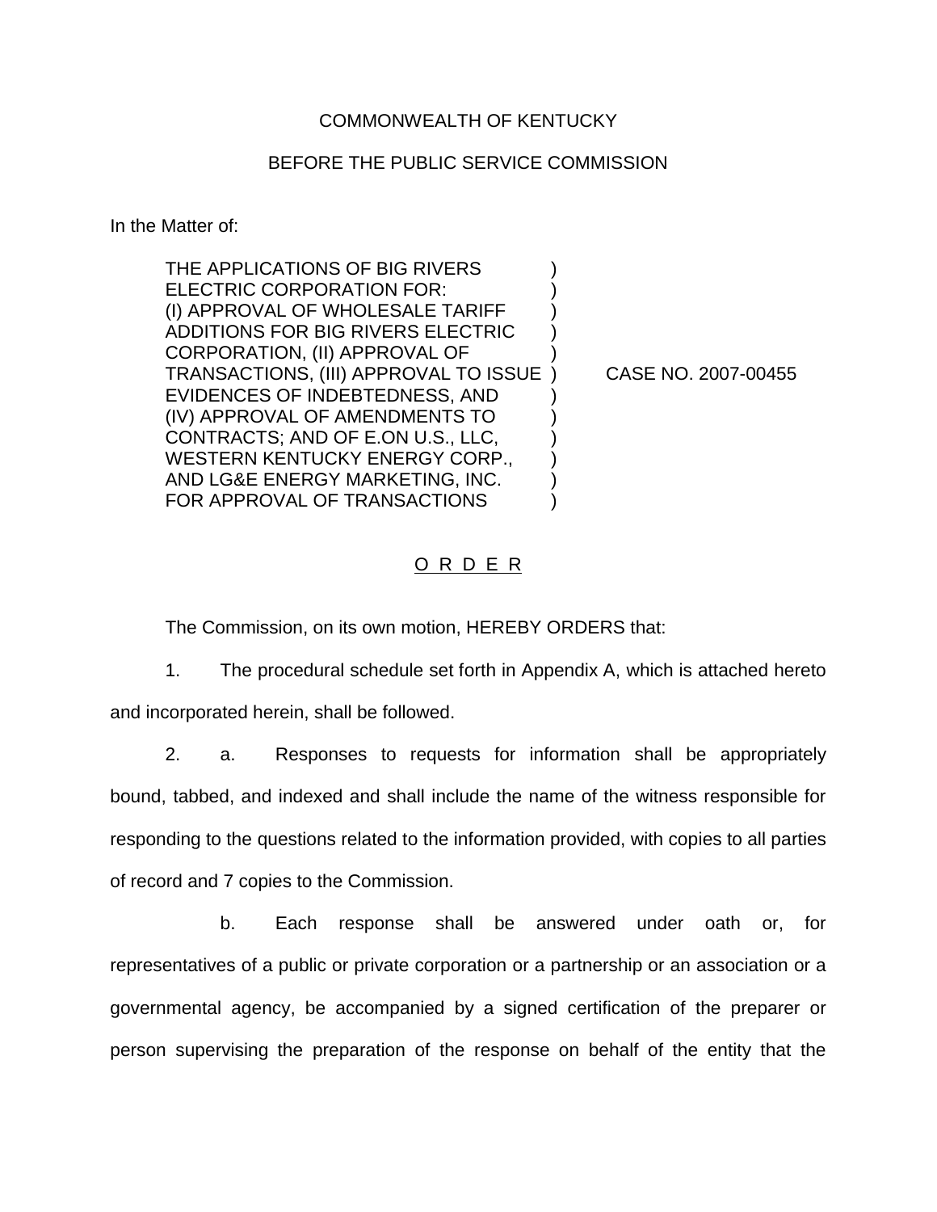COMMONWEALTH OF KENTUCKY

BEFORE THE PUBLIC SERVICE COMMISSION

In the Matter of:

| | | |
|---|---|---|
| THE APPLICATIONS OF BIG RIVERS ELECTRIC CORPORATION FOR: (I) APPROVAL OF WHOLESALE TARIFF ADDITIONS FOR BIG RIVERS ELECTRIC CORPORATION, (II) APPROVAL OF TRANSACTIONS, (III) APPROVAL TO ISSUE EVIDENCES OF INDEBTEDNESS, AND (IV) APPROVAL OF AMENDMENTS TO CONTRACTS; AND OF E.ON U.S., LLC, WESTERN KENTUCKY ENERGY CORP., AND LG&E ENERGY MARKETING, INC. FOR APPROVAL OF TRANSACTIONS | ) | CASE NO. 2007-00455 |

O R D E R

The Commission, on its own motion, HEREBY ORDERS that:

1. The procedural schedule set forth in Appendix A, which is attached hereto and incorporated herein, shall be followed.

2. a. Responses to requests for information shall be appropriately bound, tabbed, and indexed and shall include the name of the witness responsible for responding to the questions related to the information provided, with copies to all parties of record and 7 copies to the Commission.

b. Each response shall be answered under oath or, for representatives of a public or private corporation or a partnership or an association or a governmental agency, be accompanied by a signed certification of the preparer or person supervising the preparation of the response on behalf of the entity that the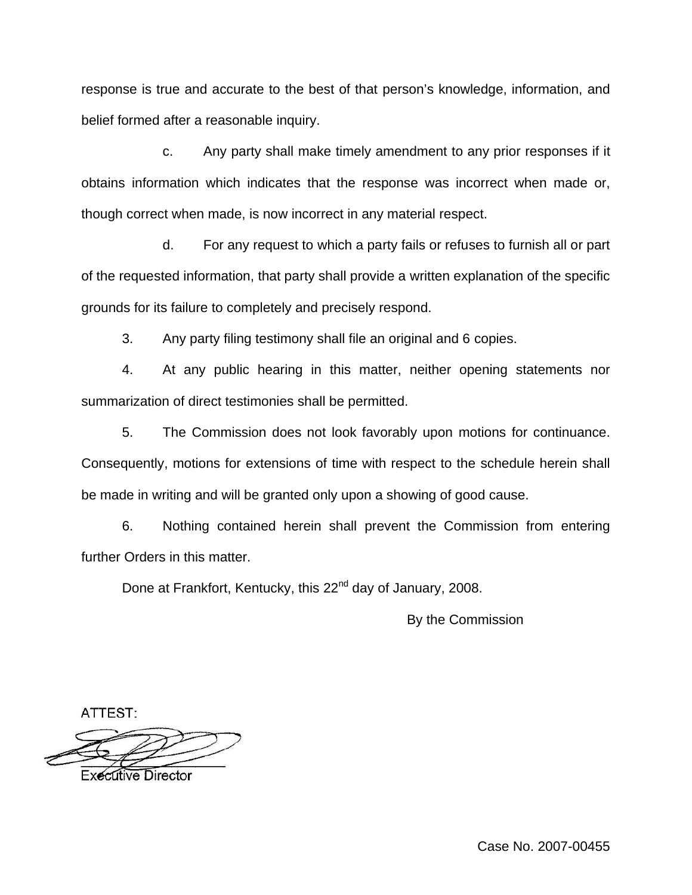response is true and accurate to the best of that person's knowledge, information, and belief formed after a reasonable inquiry.

c. Any party shall make timely amendment to any prior responses if it obtains information which indicates that the response was incorrect when made or, though correct when made, is now incorrect in any material respect.

d. For any request to which a party fails or refuses to furnish all or part of the requested information, that party shall provide a written explanation of the specific grounds for its failure to completely and precisely respond.

3. Any party filing testimony shall file an original and 6 copies.

4. At any public hearing in this matter, neither opening statements nor summarization of direct testimonies shall be permitted.

5. The Commission does not look favorably upon motions for continuance. Consequently, motions for extensions of time with respect to the schedule herein shall be made in writing and will be granted only upon a showing of good cause.

6. Nothing contained herein shall prevent the Commission from entering further Orders in this matter.

Done at Frankfort, Kentucky, this 22nd day of January, 2008.

By the Commission

ATTEST:

Executive Director

Case No. 2007-00455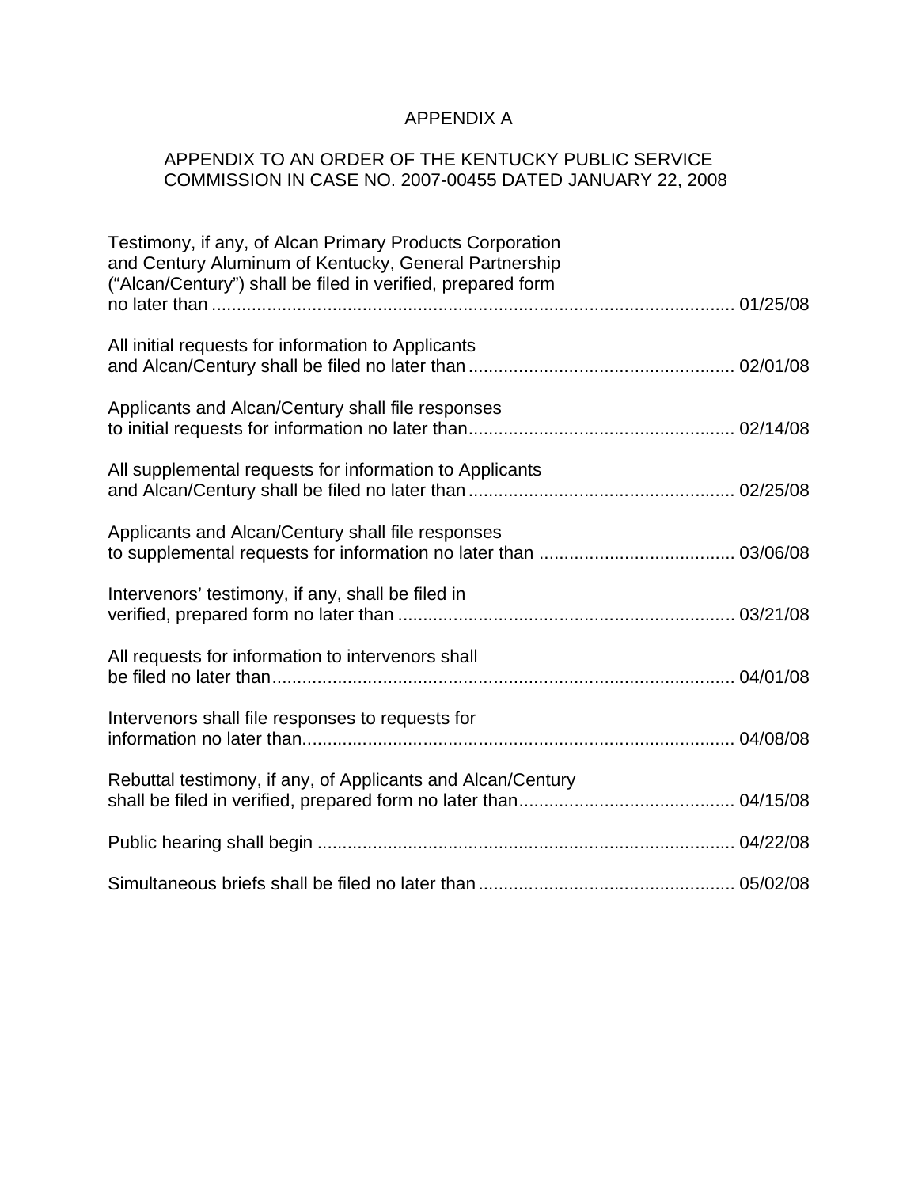# APPENDIX A

## APPENDIX TO AN ORDER OF THE KENTUCKY PUBLIC SERVICE COMMISSION IN CASE NO. 2007-00455 DATED JANUARY 22, 2008

Testimony, if any, of Alcan Primary Products Corporation and Century Aluminum of Kentucky, General Partnership ("Alcan/Century") shall be filed in verified, prepared form no later than ........................................................................................................ 01/25/08

All initial requests for information to Applicants and Alcan/Century shall be filed no later than .................................................... 02/01/08

Applicants and Alcan/Century shall file responses to initial requests for information no later than.................................................... 02/14/08

All supplemental requests for information to Applicants and Alcan/Century shall be filed no later than .................................................... 02/25/08

Applicants and Alcan/Century shall file responses to supplemental requests for information no later than ...................................... 03/06/08

Intervenors' testimony, if any, shall be filed in verified, prepared form no later than .................................................................. 03/21/08

All requests for information to intervenors shall be filed no later than.......................................................................................... 04/01/08

Intervenors shall file responses to requests for information no later than..................................................................................... 04/08/08

Rebuttal testimony, if any, of Applicants and Alcan/Century shall be filed in verified, prepared form no later than.......................................... 04/15/08

Public hearing shall begin .................................................................................. 04/22/08

Simultaneous briefs shall be filed no later than.................................................. 05/02/08